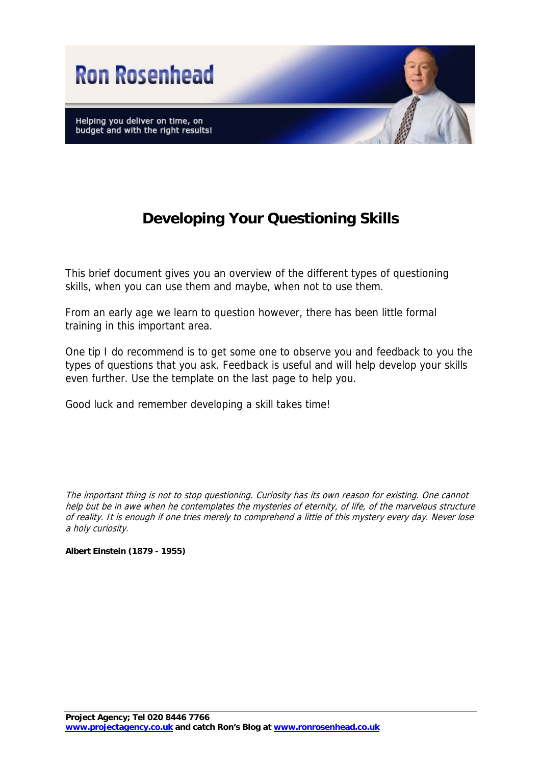Ron Rosenhead

Helping you deliver on time, on budget and with the right results!

# Developing Your Questioning Skills

This brief document gives you an overview of the different types of questioning skills, when you can use them and maybe, when not to use them.

From an early age we learn to question however, there has been little formal training in this important area.

One tip I do recommend is to get some one to observe you and feedback to you the types of questions that you ask. Feedback is useful and will help develop your skills even further. Use the template on the last page to help you.

Good luck and remember developing a skill takes time!

*The important thing is not to stop questioning. Curiosity has its own reason for existing. One cannot help but be in awe when he contemplates the mysteries of eternity, of life, of the marvelous structure of reality. It is enough if one tries merely to comprehend a little of this mystery every day. Never lose a holy curiosity.*

**Albert Einstein (1879 - 1955)**

**Project Agency; Tel 020 8446 7766**
**www.projectagency.co.uk and catch Ron's Blog at www.ronrosenhead.co.uk**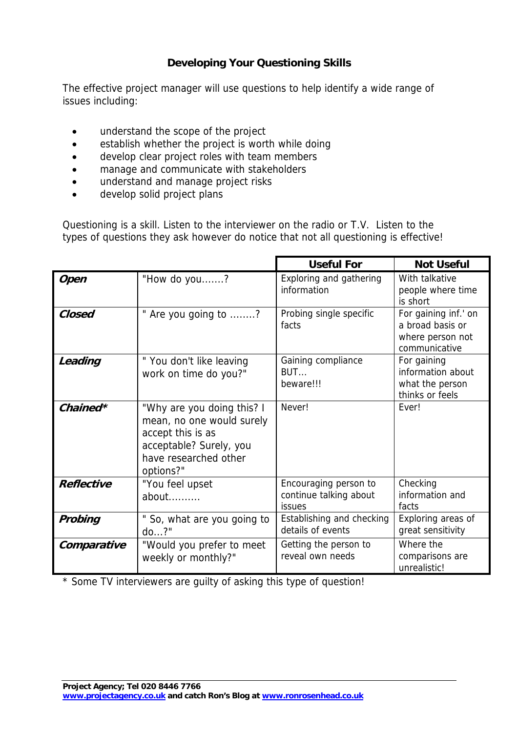## Developing Your Questioning Skills

The effective project manager will use questions to help identify a wide range of issues including:

- understand the scope of the project
- establish whether the project is worth while doing
- develop clear project roles with team members
- manage and communicate with stakeholders
- understand and manage project risks
- develop solid project plans

Questioning is a skill. Listen to the interviewer on the radio or T.V. Listen to the types of questions they ask however do notice that not all questioning is effective!

| | | Useful For | Not Useful |
|---|---|---|---|
| ***Open*** | "How do you.......? | Exploring and gathering information | With talkative people where time is short |
| ***Closed*** | " Are you going to ........? | Probing single specific facts | For gaining inf.' on a broad basis or where person not communicative |
| ***Leading*** | " You don't like leaving work on time do you?" | Gaining compliance BUT... beware!!! | For gaining information about what the person thinks or feels |
| ***Chained**** | "Why are you doing this? I mean, no one would surely accept this is as acceptable? Surely, you have researched other options?" | Never! | Ever! |
| ***Reflective*** | "You feel upset about.......... | Encouraging person to continue talking about issues | Checking information and facts |
| ***Probing*** | " So, what are you going to do...?" | Establishing and checking details of events | Exploring areas of great sensitivity |
| ***Comparative*** | "Would you prefer to meet weekly or monthly?" | Getting the person to reveal own needs | Where the comparisons are unrealistic! |

* Some TV interviewers are guilty of asking this type of question!

**Project Agency; Tel 020 8446 7766**
**www.projectagency.co.uk and catch Ron's Blog at www.ronrosenhead.co.uk**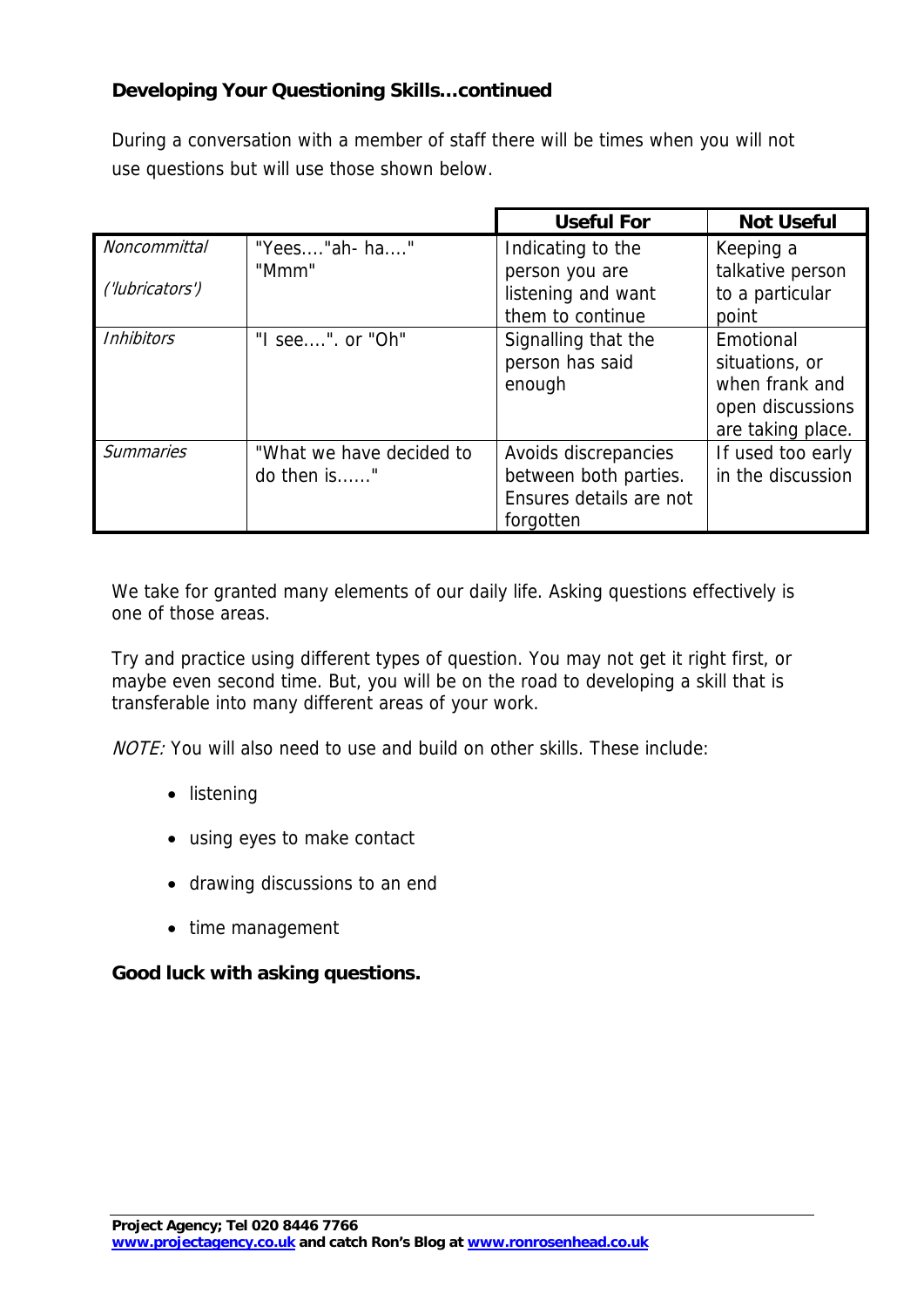**Developing Your Questioning Skills...continued**

During a conversation with a member of staff there will be times when you will not use questions but will use those shown below.

| | | Useful For | Not Useful |
|---|---|---|---|
| *Noncommittal* *('lubricators')* | "Yees...."ah- ha...." "Mmm" | Indicating to the person you are listening and want them to continue | Keeping a talkative person to a particular point |
| *Inhibitors* | "I see....". or "Oh" | Signalling that the person has said enough | Emotional situations, or when frank and open discussions are taking place. |
| *Summaries* | "What we have decided to do then is......" | Avoids discrepancies between both parties. Ensures details are not forgotten | If used too early in the discussion |

We take for granted many elements of our daily life. Asking questions effectively is one of those areas.

Try and practice using different types of question. You may not get it right first, or maybe even second time. But, you will be on the road to developing a skill that is transferable into many different areas of your work.

*NOTE:* You will also need to use and build on other skills. These include:

- listening
- using eyes to make contact
- drawing discussions to an end
- time management

**Good luck with asking questions.**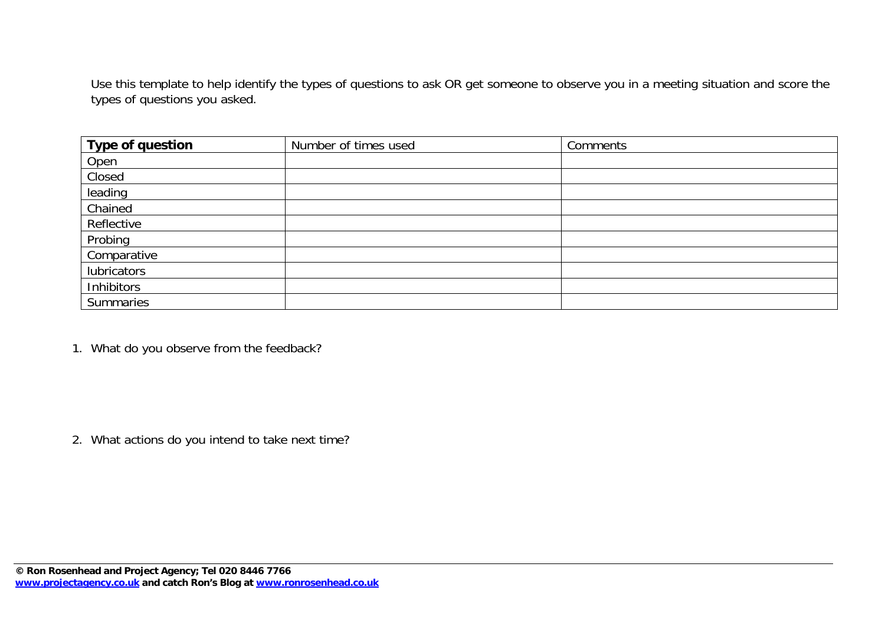Use this template to help identify the types of questions to ask OR get someone to observe you in a meeting situation and score the types of questions you asked.

| **Type of question** | Number of times used | Comments |
|---|---|---|
| Open | | |
| Closed | | |
| leading | | |
| Chained | | |
| Reflective | | |
| Probing | | |
| Comparative | | |
| lubricators | | |
| Inhibitors | | |
| Summaries | | |

1. What do you observe from the feedback?

2. What actions do you intend to take next time?

**© Ron Rosenhead and Project Agency; Tel 020 8446 7766**
**www.projectagency.co.uk and catch Ron's Blog at www.ronrosenhead.co.uk**